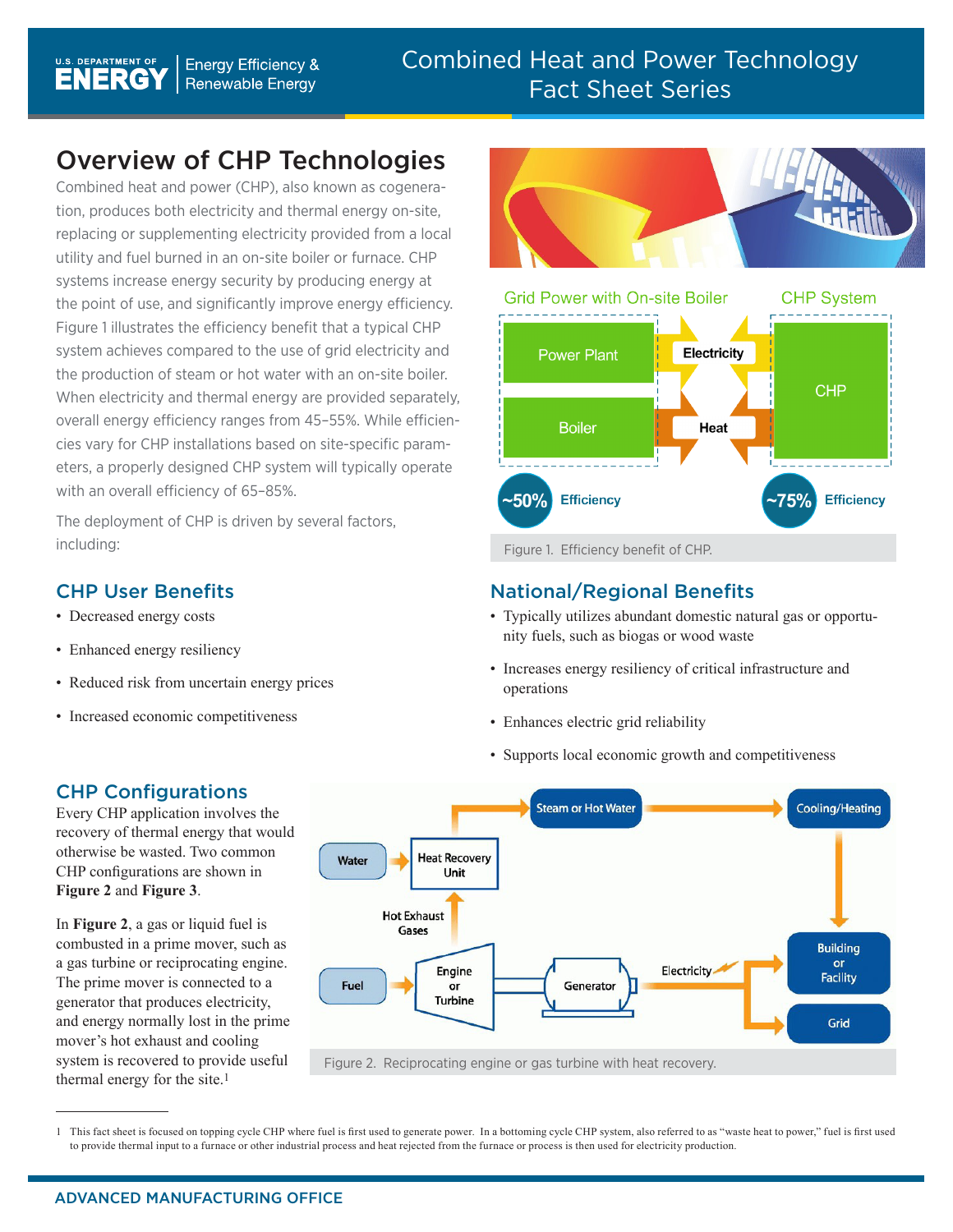# Overview of CHP Technologies

Combined heat and power (CHP), also known as cogeneration, produces both electricity and thermal energy on-site, replacing or supplementing electricity provided from a local utility and fuel burned in an on-site boiler or furnace. CHP systems increase energy security by producing energy at the point of use, and significantly improve energy efficiency. Figure 1 illustrates the efficiency benefit that a typical CHP system achieves compared to the use of grid electricity and the production of steam or hot water with an on-site boiler. When electricity and thermal energy are provided separately, overall energy efficiency ranges from 45–55%. While efficiencies vary for CHP installations based on site-specific parameters, a properly designed CHP system will typically operate with an overall efficiency of 65–85%.

The deployment of CHP is driven by several factors, including:

Figure 1. Efficiency benefit of CHP.

## CHP User Benefits

- Decreased energy costs
- Enhanced energy resiliency
- Reduced risk from uncertain energy prices
- Increased economic competitiveness

## National/Regional Benefits

- Typically utilizes abundant domestic natural gas or opportunity fuels, such as biogas or wood waste
- Increases energy resiliency of critical infrastructure and operations
- Enhances electric grid reliability
- Supports local economic growth and competitiveness

## CHP Configurations

Every CHP application involves the recovery of thermal energy that would otherwise be wasted. Two common CHP configurations are shown in **Figure 2** and **Figure 3**.

In **Figure 2**, a gas or liquid fuel is combusted in a prime mover, such as a gas turbine or reciprocating engine. The prime mover is connected to a generator that produces electricity, and energy normally lost in the prime mover's hot exhaust and cooling system is recovered to provide useful thermal energy for the site.[1]

Figure 2. Reciprocating engine or gas turbine with heat recovery.

---

1 This fact sheet is focused on topping cycle CHP where fuel is first used to generate power. In a bottoming cycle CHP system, also referred to as "waste heat to power," fuel is first used to provide thermal input to a furnace or other industrial process and heat rejected from the furnace or process is then used for electricity production.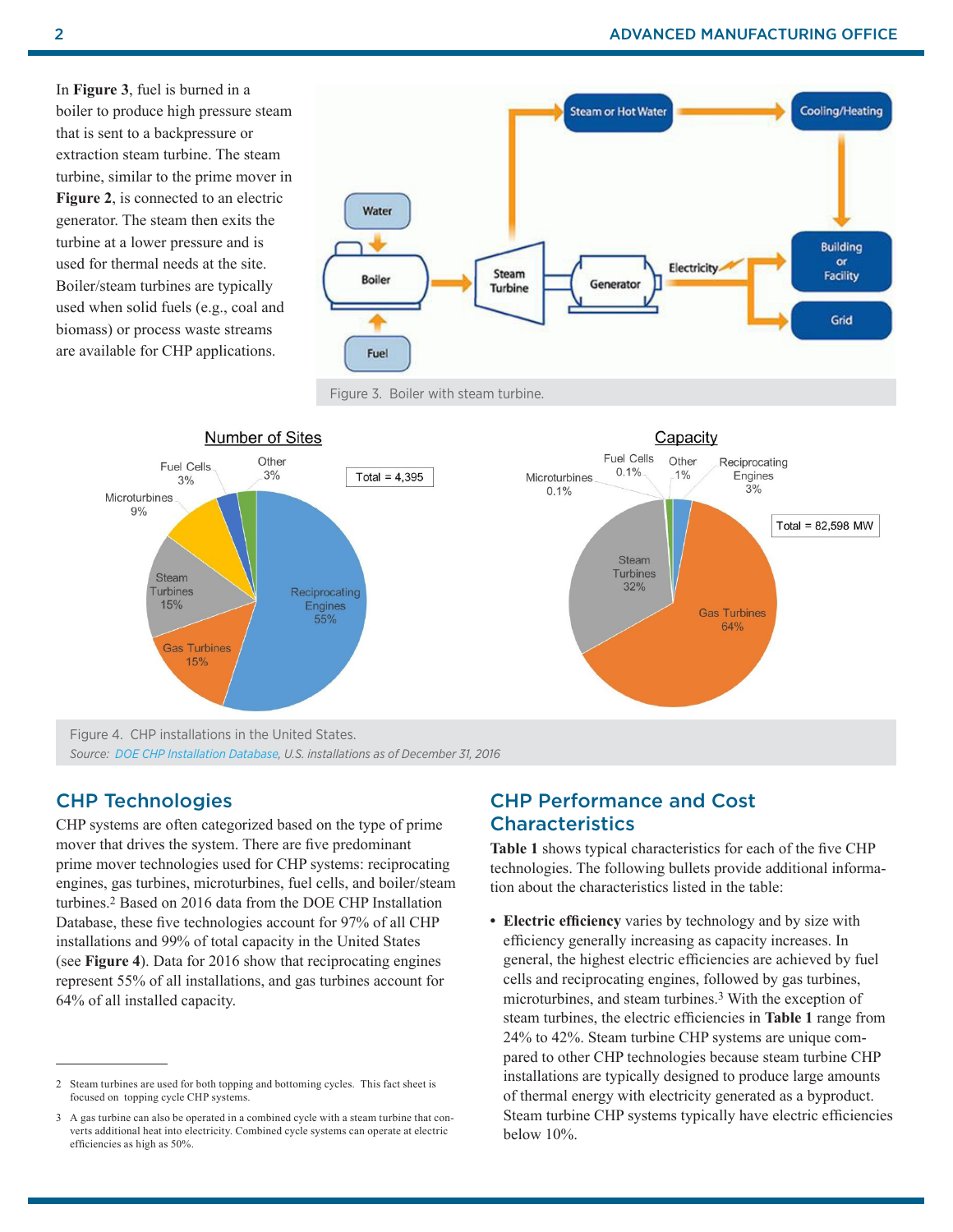In **Figure 3**, fuel is burned in a boiler to produce high pressure steam that is sent to a backpressure or extraction steam turbine. The steam turbine, similar to the prime mover in **Figure 2**, is connected to an electric generator. The steam then exits the turbine at a lower pressure and is used for thermal needs at the site. Boiler/steam turbines are typically used when solid fuels (e.g., coal and biomass) or process waste streams are available for CHP applications.

Figure 3. Boiler with steam turbine.

Figure 4. CHP installations in the United States.
*Source: DOE CHP Installation Database, U.S. installations as of December 31, 2016*

## CHP Technologies

CHP systems are often categorized based on the type of prime mover that drives the system. There are five predominant prime mover technologies used for CHP systems: reciprocating engines, gas turbines, microturbines, fuel cells, and boiler/steam turbines.[2] Based on 2016 data from the DOE CHP Installation Database, these five technologies account for 97% of all CHP installations and 99% of total capacity in the United States (see **Figure 4**). Data for 2016 show that reciprocating engines represent 55% of all installations, and gas turbines account for 64% of all installed capacity.

## CHP Performance and Cost Characteristics

**Table 1** shows typical characteristics for each of the five CHP technologies. The following bullets provide additional information about the characteristics listed in the table:

- **Electric efficiency** varies by technology and by size with efficiency generally increasing as capacity increases. In general, the highest electric efficiencies are achieved by fuel cells and reciprocating engines, followed by gas turbines, microturbines, and steam turbines.[3] With the exception of steam turbines, the electric efficiencies in **Table 1** range from 24% to 42%. Steam turbine CHP systems are unique compared to other CHP technologies because steam turbine CHP installations are typically designed to produce large amounts of thermal energy with electricity generated as a byproduct. Steam turbine CHP systems typically have electric efficiencies below 10%.

---

[2] Steam turbines are used for both topping and bottoming cycles. This fact sheet is focused on topping cycle CHP systems.

[3] A gas turbine can also be operated in a combined cycle with a steam turbine that converts additional heat into electricity. Combined cycle systems can operate at electric efficiencies as high as 50%.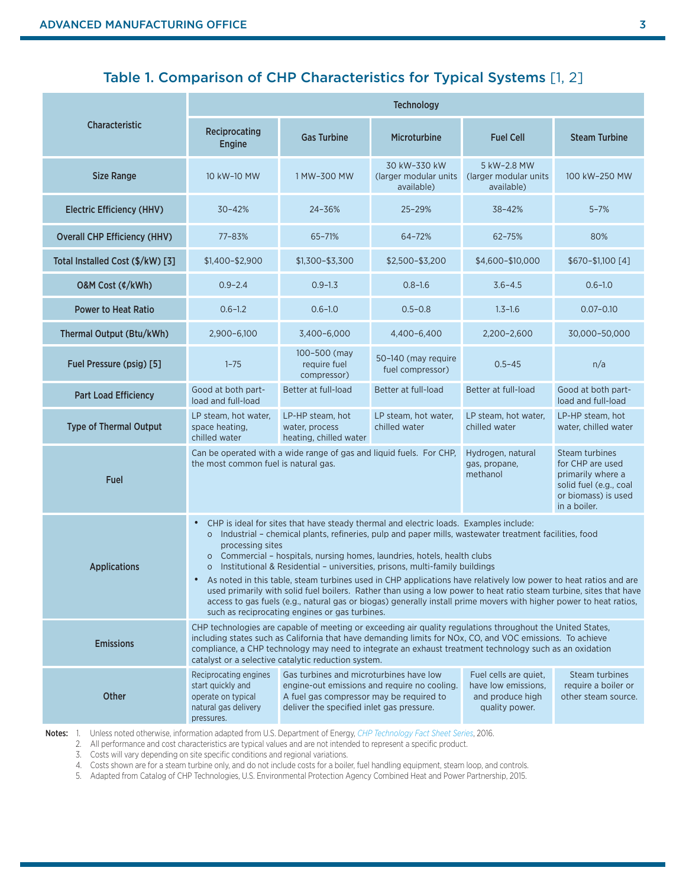## Table 1. Comparison of CHP Characteristics for Typical Systems [1, 2]

| Characteristic | Technology | | | | |
|---|---|---|---|---|---|
| | Reciprocating Engine | Gas Turbine | Microturbine | Fuel Cell | Steam Turbine |
| Size Range | 10 kW–10 MW | 1 MW–300 MW | 30 kW–330 kW (larger modular units available) | 5 kW–2.8 MW (larger modular units available) | 100 kW–250 MW |
| Electric Efficiency (HHV) | 30–42% | 24–36% | 25–29% | 38–42% | 5–7% |
| Overall CHP Efficiency (HHV) | 77–83% | 65–71% | 64–72% | 62–75% | 80% |
| Total Installed Cost ($/kW) [3] | $1,400–$2,900 | $1,300–$3,300 | $2,500–$3,200 | $4,600–$10,000 | $670–$1,100 [4] |
| O&M Cost (¢/kWh) | 0.9–2.4 | 0.9–1.3 | 0.8–1.6 | 3.6–4.5 | 0.6–1.0 |
| Power to Heat Ratio | 0.6–1.2 | 0.6–1.0 | 0.5–0.8 | 1.3–1.6 | 0.07–0.10 |
| Thermal Output (Btu/kWh) | 2,900–6,100 | 3,400–6,000 | 4,400–6,400 | 2,200–2,600 | 30,000–50,000 |
| Fuel Pressure (psig) [5] | 1–75 | 100–500 (may require fuel compressor) | 50–140 (may require fuel compressor) | 0.5–45 | n/a |
| Part Load Efficiency | Good at both part-load and full-load | Better at full-load | Better at full-load | Better at full-load | Good at both part-load and full-load |
| Type of Thermal Output | LP steam, hot water, space heating, chilled water | LP-HP steam, hot water, process heating, chilled water | LP steam, hot water, chilled water | LP steam, hot water, chilled water | LP-HP steam, hot water, chilled water |
| Fuel | Can be operated with a wide range of gas and liquid fuels. For CHP, the most common fuel is natural gas. | | | Hydrogen, natural gas, propane, methanol | Steam turbines for CHP are used primarily where a solid fuel (e.g., coal or biomass) is used in a boiler. |
| Applications | • CHP is ideal for sites that have steady thermal and electric loads. Examples include: o Industrial – chemical plants, refineries, pulp and paper mills, wastewater treatment facilities, food processing sites o Commercial – hospitals, nursing homes, laundries, hotels, health clubs o Institutional & Residential – universities, prisons, multi-family buildings • As noted in this table, steam turbines used in CHP applications have relatively low power to heat ratios and are used primarily with solid fuel boilers. Rather than using a low power to heat ratio steam turbine, sites that have access to gas fuels (e.g., natural gas or biogas) generally install prime movers with higher power to heat ratios, such as reciprocating engines or gas turbines. | | | | |
| Emissions | CHP technologies are capable of meeting or exceeding air quality regulations throughout the United States, including states such as California that have demanding limits for NOx, CO, and VOC emissions. To achieve compliance, a CHP technology may need to integrate an exhaust treatment technology such as an oxidation catalyst or a selective catalytic reduction system. | | | | |
| Other | Reciprocating engines start quickly and operate on typical natural gas delivery pressures. | Gas turbines and microturbines have low engine-out emissions and require no cooling. A fuel gas compressor may be required to deliver the specified inlet gas pressure. | | Fuel cells are quiet, have low emissions, and produce high quality power. | Steam turbines require a boiler or other steam source. |

**Notes:**

1. Unless noted otherwise, information adapted from U.S. Department of Energy, *CHP Technology Fact Sheet Series*, 2016.
2. All performance and cost characteristics are typical values and are not intended to represent a specific product.
3. Costs will vary depending on site specific conditions and regional variations.
4. Costs shown are for a steam turbine only, and do not include costs for a boiler, fuel handling equipment, steam loop, and controls.
5. Adapted from Catalog of CHP Technologies, U.S. Environmental Protection Agency Combined Heat and Power Partnership, 2015.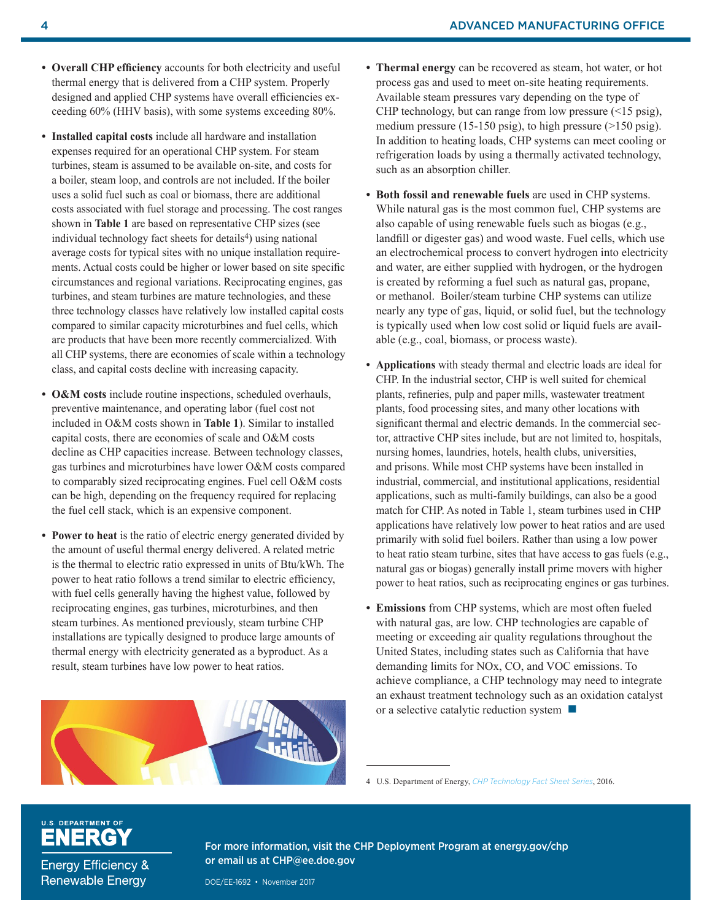- **Overall CHP efficiency** accounts for both electricity and useful thermal energy that is delivered from a CHP system. Properly designed and applied CHP systems have overall efficiencies exceeding 60% (HHV basis), with some systems exceeding 80%.

- **Installed capital costs** include all hardware and installation expenses required for an operational CHP system. For steam turbines, steam is assumed to be available on-site, and costs for a boiler, steam loop, and controls are not included. If the boiler uses a solid fuel such as coal or biomass, there are additional costs associated with fuel storage and processing. The cost ranges shown in **Table 1** are based on representative CHP sizes (see individual technology fact sheets for details[4]) using national average costs for typical sites with no unique installation requirements. Actual costs could be higher or lower based on site specific circumstances and regional variations. Reciprocating engines, gas turbines, and steam turbines are mature technologies, and these three technology classes have relatively low installed capital costs compared to similar capacity microturbines and fuel cells, which are products that have been more recently commercialized. With all CHP systems, there are economies of scale within a technology class, and capital costs decline with increasing capacity.

- **O&M costs** include routine inspections, scheduled overhauls, preventive maintenance, and operating labor (fuel cost not included in O&M costs shown in **Table 1**). Similar to installed capital costs, there are economies of scale and O&M costs decline as CHP capacities increase. Between technology classes, gas turbines and microturbines have lower O&M costs compared to comparably sized reciprocating engines. Fuel cell O&M costs can be high, depending on the frequency required for replacing the fuel cell stack, which is an expensive component.

- **Power to heat** is the ratio of electric energy generated divided by the amount of useful thermal energy delivered. A related metric is the thermal to electric ratio expressed in units of Btu/kWh. The power to heat ratio follows a trend similar to electric efficiency, with fuel cells generally having the highest value, followed by reciprocating engines, gas turbines, microturbines, and then steam turbines. As mentioned previously, steam turbine CHP installations are typically designed to produce large amounts of thermal energy with electricity generated as a byproduct. As a result, steam turbines have low power to heat ratios.

- **Thermal energy** can be recovered as steam, hot water, or hot process gas and used to meet on-site heating requirements. Available steam pressures vary depending on the type of CHP technology, but can range from low pressure (<15 psig), medium pressure (15-150 psig), to high pressure (>150 psig). In addition to heating loads, CHP systems can meet cooling or refrigeration loads by using a thermally activated technology, such as an absorption chiller.

- **Both fossil and renewable fuels** are used in CHP systems. While natural gas is the most common fuel, CHP systems are also capable of using renewable fuels such as biogas (e.g., landfill or digester gas) and wood waste. Fuel cells, which use an electrochemical process to convert hydrogen into electricity and water, are either supplied with hydrogen, or the hydrogen is created by reforming a fuel such as natural gas, propane, or methanol. Boiler/steam turbine CHP systems can utilize nearly any type of gas, liquid, or solid fuel, but the technology is typically used when low cost solid or liquid fuels are available (e.g., coal, biomass, or process waste).

- **Applications** with steady thermal and electric loads are ideal for CHP. In the industrial sector, CHP is well suited for chemical plants, refineries, pulp and paper mills, wastewater treatment plants, food processing sites, and many other locations with significant thermal and electric demands. In the commercial sector, attractive CHP sites include, but are not limited to, hospitals, nursing homes, laundries, hotels, health clubs, universities, and prisons. While most CHP systems have been installed in industrial, commercial, and institutional applications, residential applications, such as multi-family buildings, can also be a good match for CHP. As noted in Table 1, steam turbines used in CHP applications have relatively low power to heat ratios and are used primarily with solid fuel boilers. Rather than using a low power to heat ratio steam turbine, sites that have access to gas fuels (e.g., natural gas or biogas) generally install prime movers with higher power to heat ratios, such as reciprocating engines or gas turbines.

- **Emissions** from CHP systems, which are most often fueled with natural gas, are low. CHP technologies are capable of meeting or exceeding air quality regulations throughout the United States, including states such as California that have demanding limits for NOx, CO, and VOC emissions. To achieve compliance, a CHP technology may need to integrate an exhaust treatment technology such as an oxidation catalyst or a selective catalytic reduction system ■

4 U.S. Department of Energy, *CHP Technology Fact Sheet Series*, 2016.

U.S. DEPARTMENT OF ENERGY
Energy Efficiency & Renewable Energy

**For more information, visit the CHP Deployment Program at energy.gov/chp or email us at CHP@ee.doe.gov**

DOE/EE-1692 • November 2017